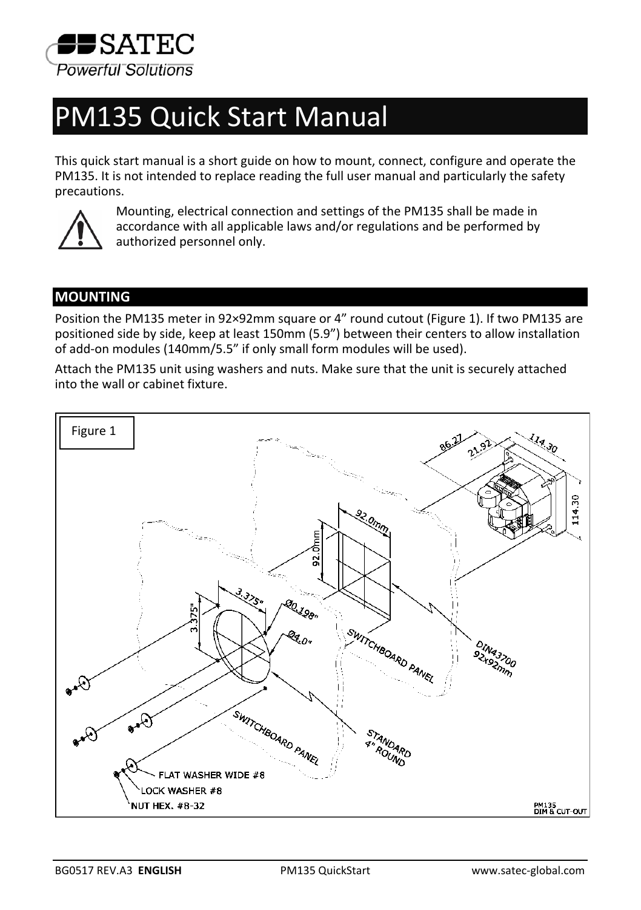# PM135 Quick Start Manual

This quick start manual is a short guide on how to mount, connect, configure and operate the PM135. It is not intended to replace reading the full user manual and particularly the safety precautions.

Mounting, electrical connection and settings of the PM135 shall be made in accordance with all applicable laws and/or regulations and be performed by authorized personnel only.

## MOUNTING

Position the PM135 meter in 92×92mm square or 4" round cutout (Figure 1). If two PM135 are positioned side by side, keep at least 150mm (5.9") between their centers to allow installation of add-on modules (140mm/5.5" if only small form modules will be used).

Attach the PM135 unit using washers and nuts. Make sure that the unit is securely attached into the wall or cabinet fixture.

Figure 1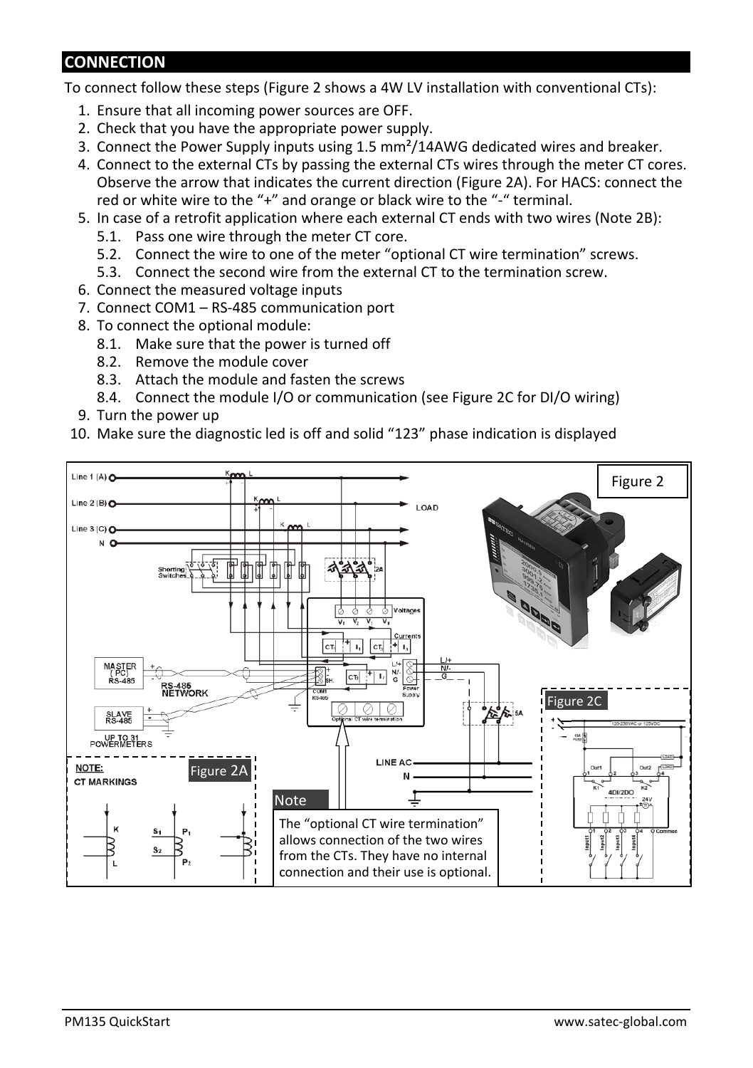## CONNECTION

To connect follow these steps (Figure 2 shows a 4W LV installation with conventional CTs):

1. Ensure that all incoming power sources are OFF.
2. Check that you have the appropriate power supply.
3. Connect the Power Supply inputs using 1.5 mm²/14AWG dedicated wires and breaker.
4. Connect to the external CTs by passing the external CTs wires through the meter CT cores. Observe the arrow that indicates the current direction (Figure 2A). For HACS: connect the red or white wire to the "+" and orange or black wire to the "-" terminal.
5. In case of a retrofit application where each external CT ends with two wires (Note 2B):
   - 5.1. Pass one wire through the meter CT core.
   - 5.2. Connect the wire to one of the meter "optional CT wire termination" screws.
   - 5.3. Connect the second wire from the external CT to the termination screw.
6. Connect the measured voltage inputs
7. Connect COM1 – RS-485 communication port
8. To connect the optional module:
   - 8.1. Make sure that the power is turned off
   - 8.2. Remove the module cover
   - 8.3. Attach the module and fasten the screws
   - 8.4. Connect the module I/O or communication (see Figure 2C for DI/O wiring)
9. Turn the power up
10. Make sure the diagnostic led is off and solid "123" phase indication is displayed

Figure 2

Figure 2A

Figure 2C

Note

The "optional CT wire termination" allows connection of the two wires from the CTs. They have no internal connection and their use is optional.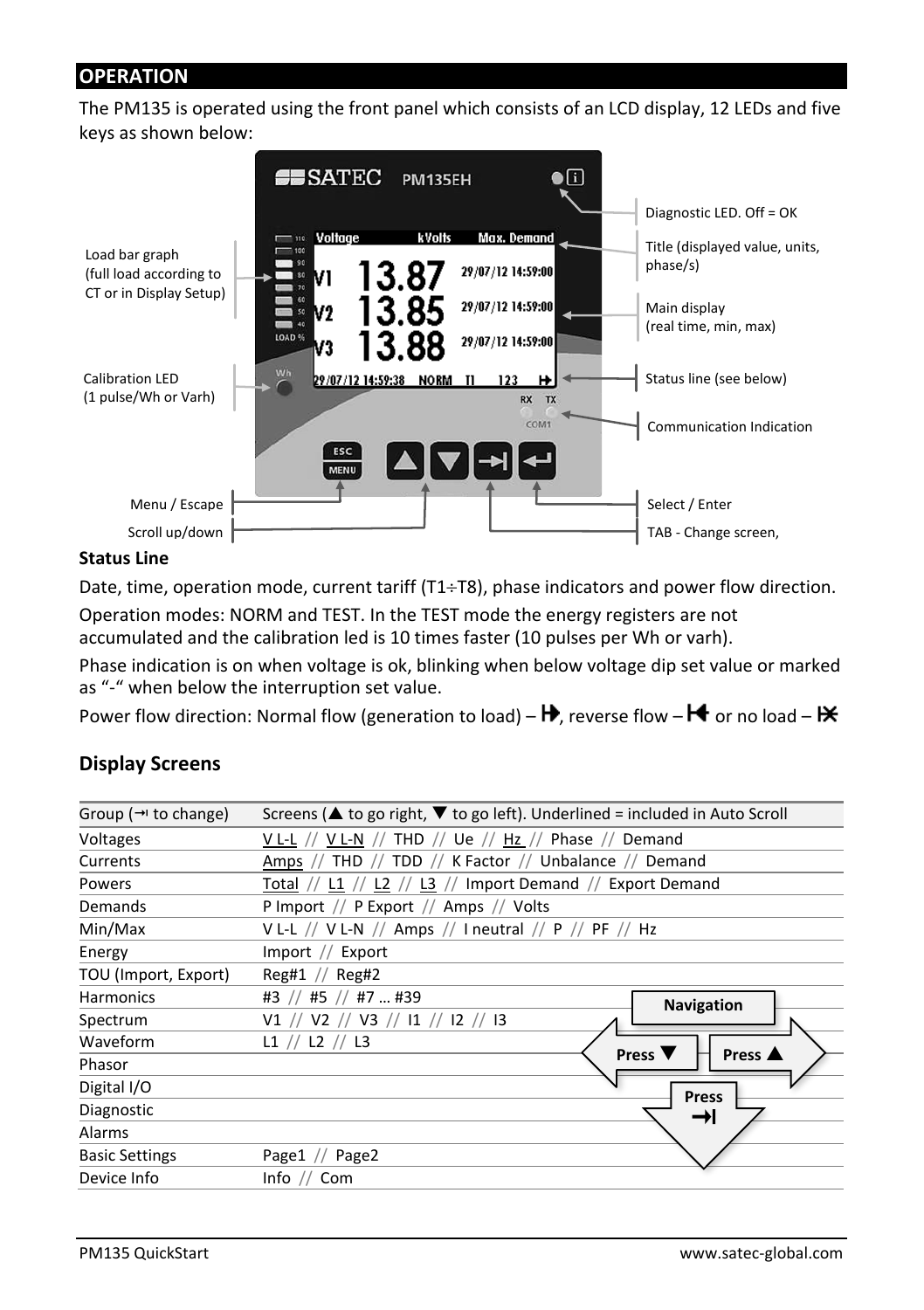## OPERATION

The PM135 is operated using the front panel which consists of an LCD display, 12 LEDs and five keys as shown below:

Load bar graph (full load according to CT or in Display Setup)

Calibration LED (1 pulse/Wh or Varh)

Menu / Escape

Scroll up/down

Diagnostic LED. Off = OK

Title (displayed value, units, phase/s)

Main display (real time, min, max)

Status line (see below)

Communication Indication

Select / Enter

TAB - Change screen,

### Status Line

Date, time, operation mode, current tariff (T1÷T8), phase indicators and power flow direction.

Operation modes: NORM and TEST. In the TEST mode the energy registers are not accumulated and the calibration led is 10 times faster (10 pulses per Wh or varh).

Phase indication is on when voltage is ok, blinking when below voltage dip set value or marked as "-" when below the interruption set value.

Power flow direction: Normal flow (generation to load) – ⧐, reverse flow – ⧏ or no load – ⋈

### Display Screens

| Group (⇥ to change) | Screens (▲ to go right, ▼ to go left). Underlined = included in Auto Scroll |
|---|---|
| Voltages | <u>V L-L</u> // <u>V L-N</u> // THD // Ue // <u>Hz</u> // Phase // Demand |
| Currents | <u>Amps</u> // THD // TDD // K Factor // Unbalance // Demand |
| Powers | <u>Total</u> // <u>L1</u> // <u>L2</u> // <u>L3</u> // Import Demand // Export Demand |
| Demands | P Import // P Export // Amps // Volts |
| Min/Max | V L-L // V L-N // Amps // I neutral // P // PF // Hz |
| Energy | Import // Export |
| TOU (Import, Export) | Reg#1 // Reg#2 |
| Harmonics | #3 // #5 // #7 … #39 |
| Spectrum | V1 // V2 // V3 // I1 // I2 // I3 |
| Waveform | L1 // L2 // L3 |
| Phasor | |
| Digital I/O | |
| Diagnostic | |
| Alarms | |
| Basic Settings | Page1 // Page2 |
| Device Info | Info // Com |

Navigation: Press ▼ / Press ▲ / Press ⇥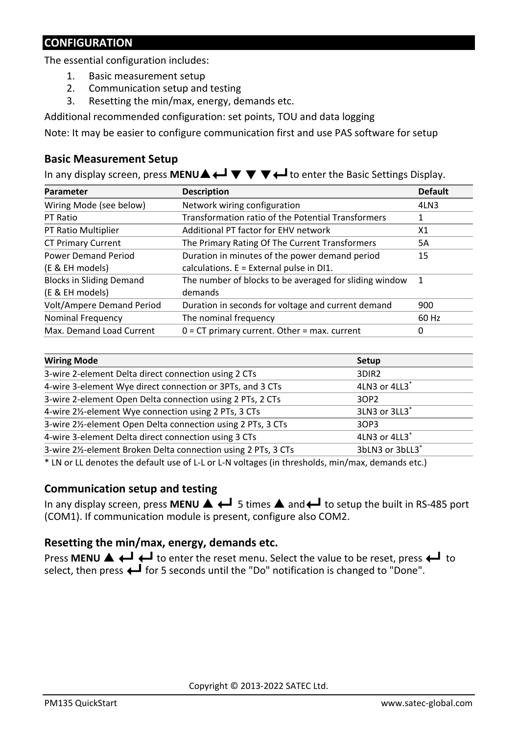## CONFIGURATION

The essential configuration includes:

1. Basic measurement setup
2. Communication setup and testing
3. Resetting the min/max, energy, demands etc.

Additional recommended configuration: set points, TOU and data logging

Note: It may be easier to configure communication first and use PAS software for setup

### Basic Measurement Setup

In any display screen, press **MENU**▲ ↵ ▼ ▼ ▼ ↵ to enter the Basic Settings Display.

| Parameter | Description | Default |
|---|---|---|
| Wiring Mode (see below) | Network wiring configuration | 4LN3 |
| PT Ratio | Transformation ratio of the Potential Transformers | 1 |
| PT Ratio Multiplier | Additional PT factor for EHV network | X1 |
| CT Primary Current | The Primary Rating Of The Current Transformers | 5A |
| Power Demand Period (E & EH models) | Duration in minutes of the power demand period calculations. E = External pulse in DI1. | 15 |
| Blocks in Sliding Demand (E & EH models) | The number of blocks to be averaged for sliding window demands | 1 |
| Volt/Ampere Demand Period | Duration in seconds for voltage and current demand | 900 |
| Nominal Frequency | The nominal frequency | 60 Hz |
| Max. Demand Load Current | 0 = CT primary current. Other = max. current | 0 |

| Wiring Mode | Setup |
|---|---|
| 3-wire 2-element Delta direct connection using 2 CTs | 3DIR2 |
| 4-wire 3-element Wye direct connection or 3PTs, and 3 CTs | 4LN3 or 4LL3* |
| 3-wire 2-element Open Delta connection using 2 PTs, 2 CTs | 3OP2 |
| 4-wire 2½-element Wye connection using 2 PTs, 3 CTs | 3LN3 or 3LL3* |
| 3-wire 2½-element Open Delta connection using 2 PTs, 3 CTs | 3OP3 |
| 4-wire 3-element Delta direct connection using 3 CTs | 4LN3 or 4LL3* |
| 3-wire 2½-element Broken Delta connection using 2 PTs, 3 CTs | 3bLN3 or 3bLL3* |

* LN or LL denotes the default use of L-L or L-N voltages (in thresholds, min/max, demands etc.)

### Communication setup and testing

In any display screen, press **MENU** ▲ ↵ 5 times ▲ and ↵ to setup the built in RS-485 port (COM1). If communication module is present, configure also COM2.

### Resetting the min/max, energy, demands etc.

Press **MENU** ▲ ↵ ↵ to enter the reset menu. Select the value to be reset, press ↵ to select, then press ↵ for 5 seconds until the "Do" notification is changed to "Done".

Copyright © 2013-2022 SATEC Ltd.